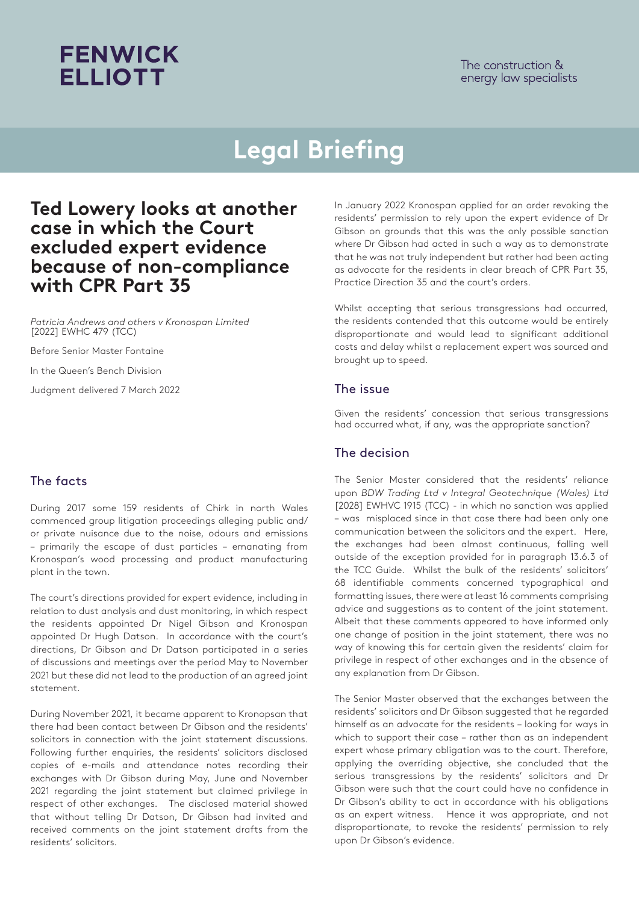# FENWICK ELLIOTT

The construction & energy law specialists

# Legal Briefing

## Ted Lowery looks at another case in which the Court excluded expert evidence because of non-compliance with CPR Part 35

*Patricia Andrews and others v Kronospan Limited* [2022] EWHC 479 (TCC)

Before Senior Master Fontaine

In the Queen's Bench Division

Judgment delivered 7 March 2022

### The facts

During 2017 some 159 residents of Chirk in north Wales commenced group litigation proceedings alleging public and/or private nuisance due to the noise, odours and emissions – primarily the escape of dust particles – emanating from Kronospan's wood processing and product manufacturing plant in the town.

The court's directions provided for expert evidence, including in relation to dust analysis and dust monitoring, in which respect the residents appointed Dr Nigel Gibson and Kronospan appointed Dr Hugh Datson. In accordance with the court's directions, Dr Gibson and Dr Datson participated in a series of discussions and meetings over the period May to November 2021 but these did not lead to the production of an agreed joint statement.

During November 2021, it became apparent to Kronopsan that there had been contact between Dr Gibson and the residents' solicitors in connection with the joint statement discussions. Following further enquiries, the residents' solicitors disclosed copies of e-mails and attendance notes recording their exchanges with Dr Gibson during May, June and November 2021 regarding the joint statement but claimed privilege in respect of other exchanges. The disclosed material showed that without telling Dr Datson, Dr Gibson had invited and received comments on the joint statement drafts from the residents' solicitors.

In January 2022 Kronospan applied for an order revoking the residents' permission to rely upon the expert evidence of Dr Gibson on grounds that this was the only possible sanction where Dr Gibson had acted in such a way as to demonstrate that he was not truly independent but rather had been acting as advocate for the residents in clear breach of CPR Part 35, Practice Direction 35 and the court's orders.

Whilst accepting that serious transgressions had occurred, the residents contended that this outcome would be entirely disproportionate and would lead to significant additional costs and delay whilst a replacement expert was sourced and brought up to speed.

### The issue

Given the residents' concession that serious transgressions had occurred what, if any, was the appropriate sanction?

### The decision

The Senior Master considered that the residents' reliance upon *BDW Trading Ltd v Integral Geotechnique (Wales) Ltd* [2028] EWHVC 1915 (TCC) - in which no sanction was applied – was misplaced since in that case there had been only one communication between the solicitors and the expert. Here, the exchanges had been almost continuous, falling well outside of the exception provided for in paragraph 13.6.3 of the TCC Guide. Whilst the bulk of the residents' solicitors' 68 identifiable comments concerned typographical and formatting issues, there were at least 16 comments comprising advice and suggestions as to content of the joint statement. Albeit that these comments appeared to have informed only one change of position in the joint statement, there was no way of knowing this for certain given the residents' claim for privilege in respect of other exchanges and in the absence of any explanation from Dr Gibson.

The Senior Master observed that the exchanges between the residents' solicitors and Dr Gibson suggested that he regarded himself as an advocate for the residents – looking for ways in which to support their case – rather than as an independent expert whose primary obligation was to the court. Therefore, applying the overriding objective, she concluded that the serious transgressions by the residents' solicitors and Dr Gibson were such that the court could have no confidence in Dr Gibson's ability to act in accordance with his obligations as an expert witness. Hence it was appropriate, and not disproportionate, to revoke the residents' permission to rely upon Dr Gibson's evidence.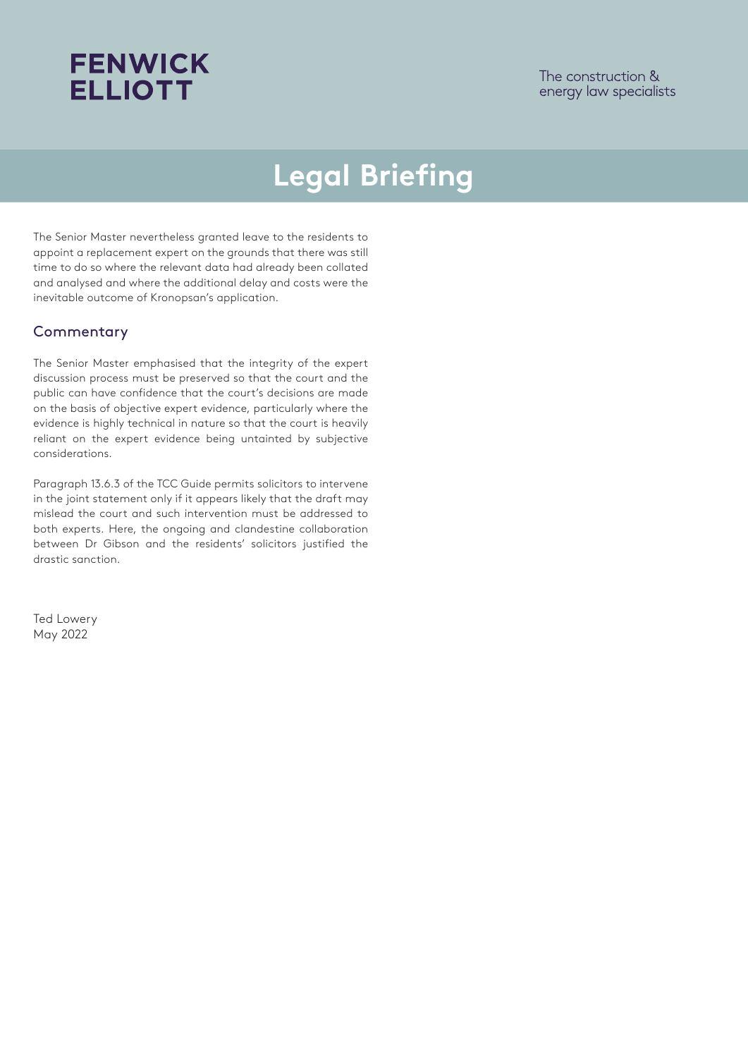The Senior Master nevertheless granted leave to the residents to appoint a replacement expert on the grounds that there was still time to do so where the relevant data had already been collated and analysed and where the additional delay and costs were the inevitable outcome of Kronopsan's application.

## Commentary

The Senior Master emphasised that the integrity of the expert discussion process must be preserved so that the court and the public can have confidence that the court's decisions are made on the basis of objective expert evidence, particularly where the evidence is highly technical in nature so that the court is heavily reliant on the expert evidence being untainted by subjective considerations.

Paragraph 13.6.3 of the TCC Guide permits solicitors to intervene in the joint statement only if it appears likely that the draft may mislead the court and such intervention must be addressed to both experts. Here, the ongoing and clandestine collaboration between Dr Gibson and the residents' solicitors justified the drastic sanction.

Ted Lowery
May 2022